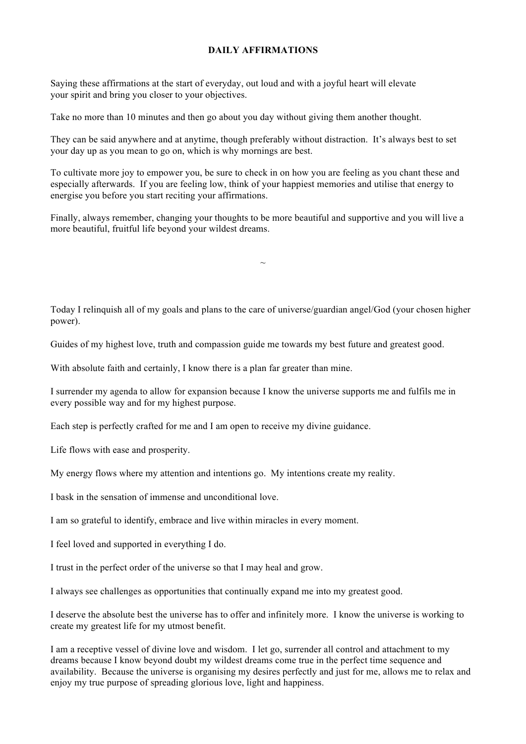# DAILY AFFIRMATIONS

Saying these affirmations at the start of everyday, out loud and with a joyful heart will elevate your spirit and bring you closer to your objectives.

Take no more than 10 minutes and then go about you day without giving them another thought.

They can be said anywhere and at anytime, though preferably without distraction. It's always best to set your day up as you mean to go on, which is why mornings are best.

To cultivate more joy to empower you, be sure to check in on how you are feeling as you chant these and especially afterwards. If you are feeling low, think of your happiest memories and utilise that energy to energise you before you start reciting your affirmations.

Finally, always remember, changing your thoughts to be more beautiful and supportive and you will live a more beautiful, fruitful life beyond your wildest dreams.

~

Today I relinquish all of my goals and plans to the care of universe/guardian angel/God (your chosen higher power).

Guides of my highest love, truth and compassion guide me towards my best future and greatest good.

With absolute faith and certainly, I know there is a plan far greater than mine.

I surrender my agenda to allow for expansion because I know the universe supports me and fulfils me in every possible way and for my highest purpose.

Each step is perfectly crafted for me and I am open to receive my divine guidance.

Life flows with ease and prosperity.

My energy flows where my attention and intentions go. My intentions create my reality.

I bask in the sensation of immense and unconditional love.

I am so grateful to identify, embrace and live within miracles in every moment.

I feel loved and supported in everything I do.

I trust in the perfect order of the universe so that I may heal and grow.

I always see challenges as opportunities that continually expand me into my greatest good.

I deserve the absolute best the universe has to offer and infinitely more. I know the universe is working to create my greatest life for my utmost benefit.

I am a receptive vessel of divine love and wisdom. I let go, surrender all control and attachment to my dreams because I know beyond doubt my wildest dreams come true in the perfect time sequence and availability. Because the universe is organising my desires perfectly and just for me, allows me to relax and enjoy my true purpose of spreading glorious love, light and happiness.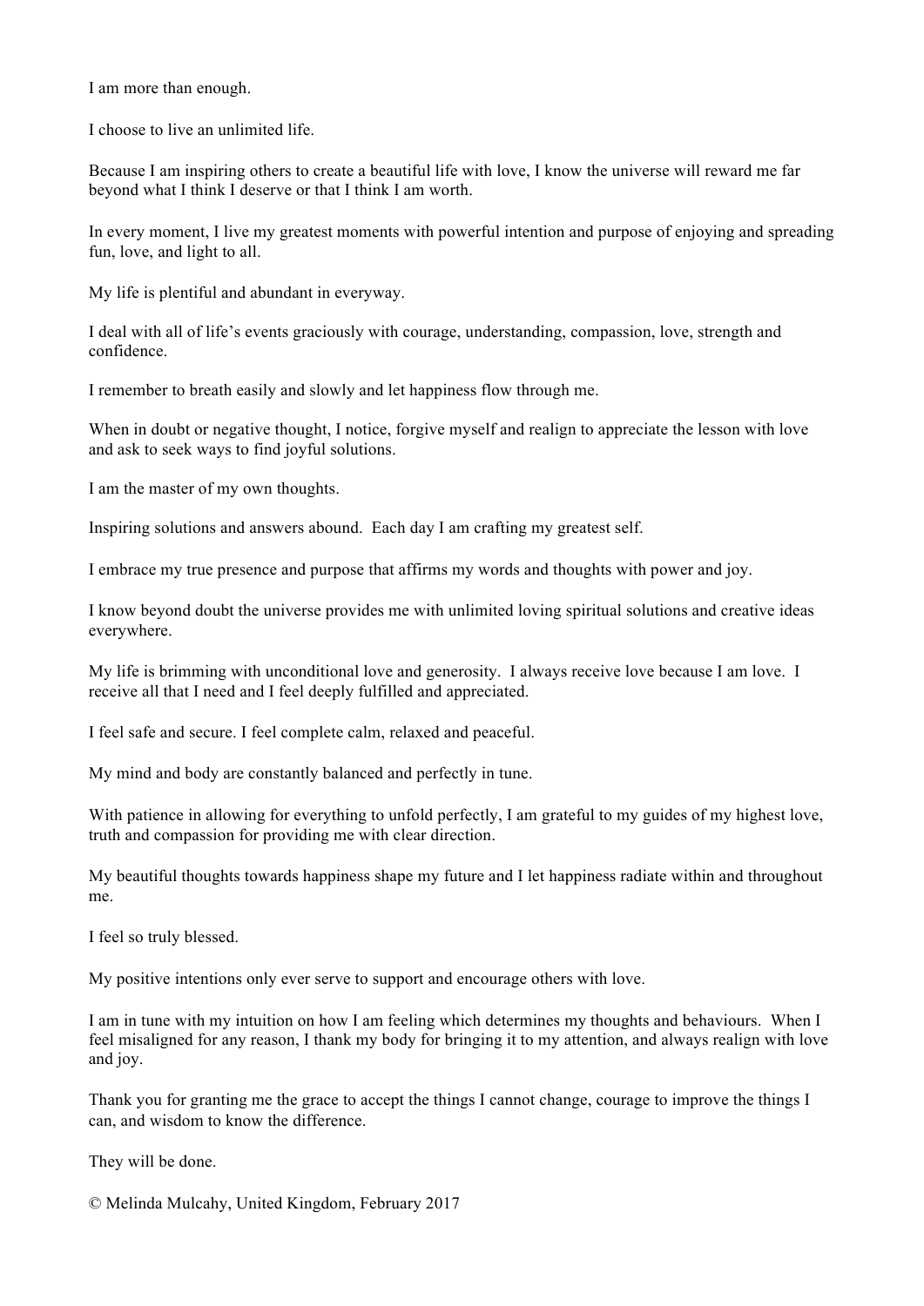I am more than enough.

I choose to live an unlimited life.

Because I am inspiring others to create a beautiful life with love, I know the universe will reward me far beyond what I think I deserve or that I think I am worth.

In every moment, I live my greatest moments with powerful intention and purpose of enjoying and spreading fun, love, and light to all.

My life is plentiful and abundant in everyway.

I deal with all of life's events graciously with courage, understanding, compassion, love, strength and confidence.

I remember to breath easily and slowly and let happiness flow through me.

When in doubt or negative thought, I notice, forgive myself and realign to appreciate the lesson with love and ask to seek ways to find joyful solutions.

I am the master of my own thoughts.

Inspiring solutions and answers abound. Each day I am crafting my greatest self.

I embrace my true presence and purpose that affirms my words and thoughts with power and joy.

I know beyond doubt the universe provides me with unlimited loving spiritual solutions and creative ideas everywhere.

My life is brimming with unconditional love and generosity. I always receive love because I am love. I receive all that I need and I feel deeply fulfilled and appreciated.

I feel safe and secure. I feel complete calm, relaxed and peaceful.

My mind and body are constantly balanced and perfectly in tune.

With patience in allowing for everything to unfold perfectly, I am grateful to my guides of my highest love, truth and compassion for providing me with clear direction.

My beautiful thoughts towards happiness shape my future and I let happiness radiate within and throughout me.

I feel so truly blessed.

My positive intentions only ever serve to support and encourage others with love.

I am in tune with my intuition on how I am feeling which determines my thoughts and behaviours. When I feel misaligned for any reason, I thank my body for bringing it to my attention, and always realign with love and joy.

Thank you for granting me the grace to accept the things I cannot change, courage to improve the things I can, and wisdom to know the difference.

They will be done.

© Melinda Mulcahy, United Kingdom, February 2017